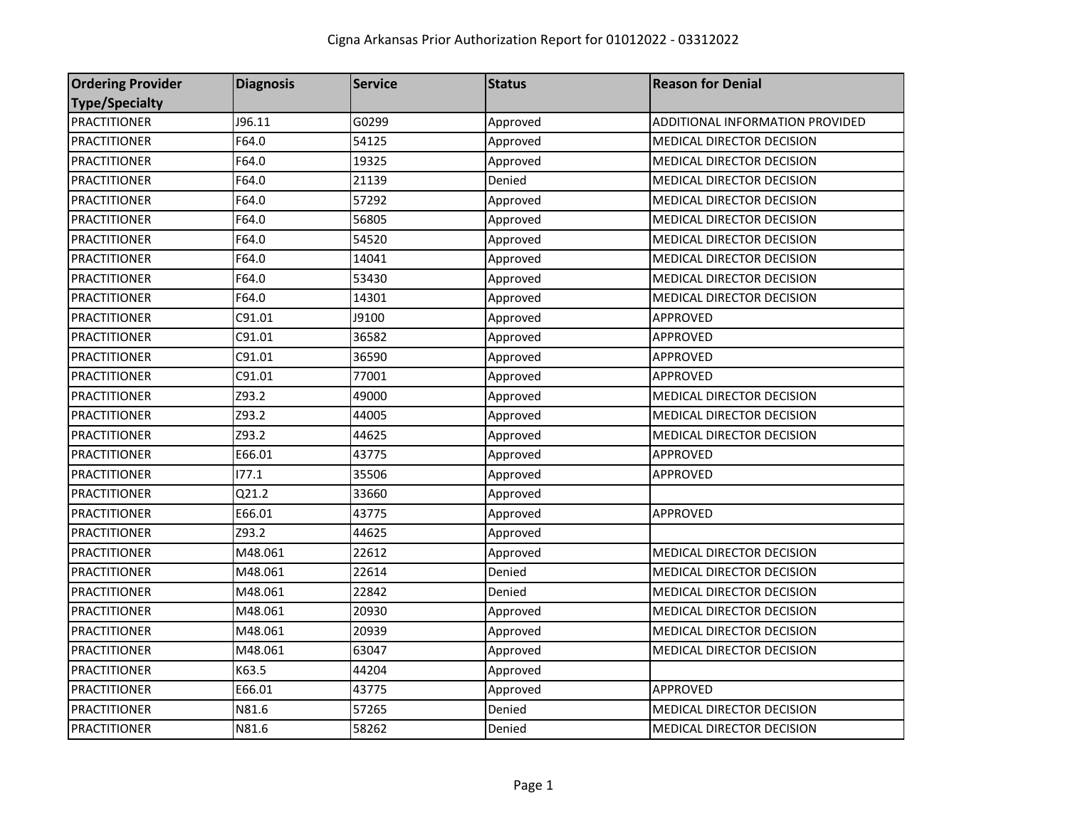# Cigna Arkansas Prior Authorization Report for 01012022 - 03312022

| Ordering Provider Type/Specialty | Diagnosis | Service | Status | Reason for Denial |
|---|---|---|---|---|
| PRACTITIONER | J96.11 | G0299 | Approved | ADDITIONAL INFORMATION PROVIDED |
| PRACTITIONER | F64.0 | 54125 | Approved | MEDICAL DIRECTOR DECISION |
| PRACTITIONER | F64.0 | 19325 | Approved | MEDICAL DIRECTOR DECISION |
| PRACTITIONER | F64.0 | 21139 | Denied | MEDICAL DIRECTOR DECISION |
| PRACTITIONER | F64.0 | 57292 | Approved | MEDICAL DIRECTOR DECISION |
| PRACTITIONER | F64.0 | 56805 | Approved | MEDICAL DIRECTOR DECISION |
| PRACTITIONER | F64.0 | 54520 | Approved | MEDICAL DIRECTOR DECISION |
| PRACTITIONER | F64.0 | 14041 | Approved | MEDICAL DIRECTOR DECISION |
| PRACTITIONER | F64.0 | 53430 | Approved | MEDICAL DIRECTOR DECISION |
| PRACTITIONER | F64.0 | 14301 | Approved | MEDICAL DIRECTOR DECISION |
| PRACTITIONER | C91.01 | J9100 | Approved | APPROVED |
| PRACTITIONER | C91.01 | 36582 | Approved | APPROVED |
| PRACTITIONER | C91.01 | 36590 | Approved | APPROVED |
| PRACTITIONER | C91.01 | 77001 | Approved | APPROVED |
| PRACTITIONER | Z93.2 | 49000 | Approved | MEDICAL DIRECTOR DECISION |
| PRACTITIONER | Z93.2 | 44005 | Approved | MEDICAL DIRECTOR DECISION |
| PRACTITIONER | Z93.2 | 44625 | Approved | MEDICAL DIRECTOR DECISION |
| PRACTITIONER | E66.01 | 43775 | Approved | APPROVED |
| PRACTITIONER | I77.1 | 35506 | Approved | APPROVED |
| PRACTITIONER | Q21.2 | 33660 | Approved | |
| PRACTITIONER | E66.01 | 43775 | Approved | APPROVED |
| PRACTITIONER | Z93.2 | 44625 | Approved | |
| PRACTITIONER | M48.061 | 22612 | Approved | MEDICAL DIRECTOR DECISION |
| PRACTITIONER | M48.061 | 22614 | Denied | MEDICAL DIRECTOR DECISION |
| PRACTITIONER | M48.061 | 22842 | Denied | MEDICAL DIRECTOR DECISION |
| PRACTITIONER | M48.061 | 20930 | Approved | MEDICAL DIRECTOR DECISION |
| PRACTITIONER | M48.061 | 20939 | Approved | MEDICAL DIRECTOR DECISION |
| PRACTITIONER | M48.061 | 63047 | Approved | MEDICAL DIRECTOR DECISION |
| PRACTITIONER | K63.5 | 44204 | Approved | |
| PRACTITIONER | E66.01 | 43775 | Approved | APPROVED |
| PRACTITIONER | N81.6 | 57265 | Denied | MEDICAL DIRECTOR DECISION |
| PRACTITIONER | N81.6 | 58262 | Denied | MEDICAL DIRECTOR DECISION |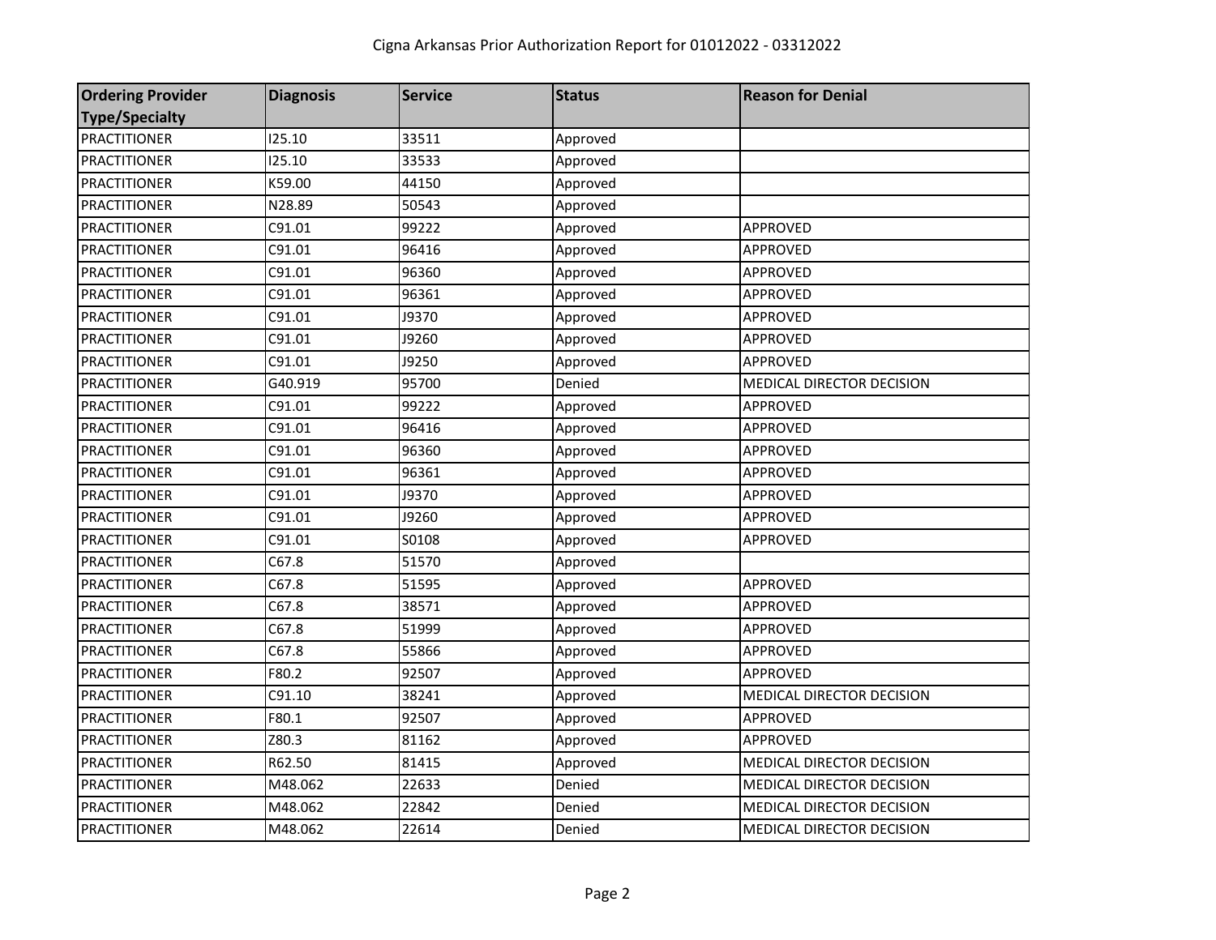# Cigna Arkansas Prior Authorization Report for 01012022 - 03312022

| Ordering Provider Type/Specialty | Diagnosis | Service | Status | Reason for Denial |
|---|---|---|---|---|
| PRACTITIONER | I25.10 | 33511 | Approved | |
| PRACTITIONER | I25.10 | 33533 | Approved | |
| PRACTITIONER | K59.00 | 44150 | Approved | |
| PRACTITIONER | N28.89 | 50543 | Approved | |
| PRACTITIONER | C91.01 | 99222 | Approved | APPROVED |
| PRACTITIONER | C91.01 | 96416 | Approved | APPROVED |
| PRACTITIONER | C91.01 | 96360 | Approved | APPROVED |
| PRACTITIONER | C91.01 | 96361 | Approved | APPROVED |
| PRACTITIONER | C91.01 | J9370 | Approved | APPROVED |
| PRACTITIONER | C91.01 | J9260 | Approved | APPROVED |
| PRACTITIONER | C91.01 | J9250 | Approved | APPROVED |
| PRACTITIONER | G40.919 | 95700 | Denied | MEDICAL DIRECTOR DECISION |
| PRACTITIONER | C91.01 | 99222 | Approved | APPROVED |
| PRACTITIONER | C91.01 | 96416 | Approved | APPROVED |
| PRACTITIONER | C91.01 | 96360 | Approved | APPROVED |
| PRACTITIONER | C91.01 | 96361 | Approved | APPROVED |
| PRACTITIONER | C91.01 | J9370 | Approved | APPROVED |
| PRACTITIONER | C91.01 | J9260 | Approved | APPROVED |
| PRACTITIONER | C91.01 | S0108 | Approved | APPROVED |
| PRACTITIONER | C67.8 | 51570 | Approved | |
| PRACTITIONER | C67.8 | 51595 | Approved | APPROVED |
| PRACTITIONER | C67.8 | 38571 | Approved | APPROVED |
| PRACTITIONER | C67.8 | 51999 | Approved | APPROVED |
| PRACTITIONER | C67.8 | 55866 | Approved | APPROVED |
| PRACTITIONER | F80.2 | 92507 | Approved | APPROVED |
| PRACTITIONER | C91.10 | 38241 | Approved | MEDICAL DIRECTOR DECISION |
| PRACTITIONER | F80.1 | 92507 | Approved | APPROVED |
| PRACTITIONER | Z80.3 | 81162 | Approved | APPROVED |
| PRACTITIONER | R62.50 | 81415 | Approved | MEDICAL DIRECTOR DECISION |
| PRACTITIONER | M48.062 | 22633 | Denied | MEDICAL DIRECTOR DECISION |
| PRACTITIONER | M48.062 | 22842 | Denied | MEDICAL DIRECTOR DECISION |
| PRACTITIONER | M48.062 | 22614 | Denied | MEDICAL DIRECTOR DECISION |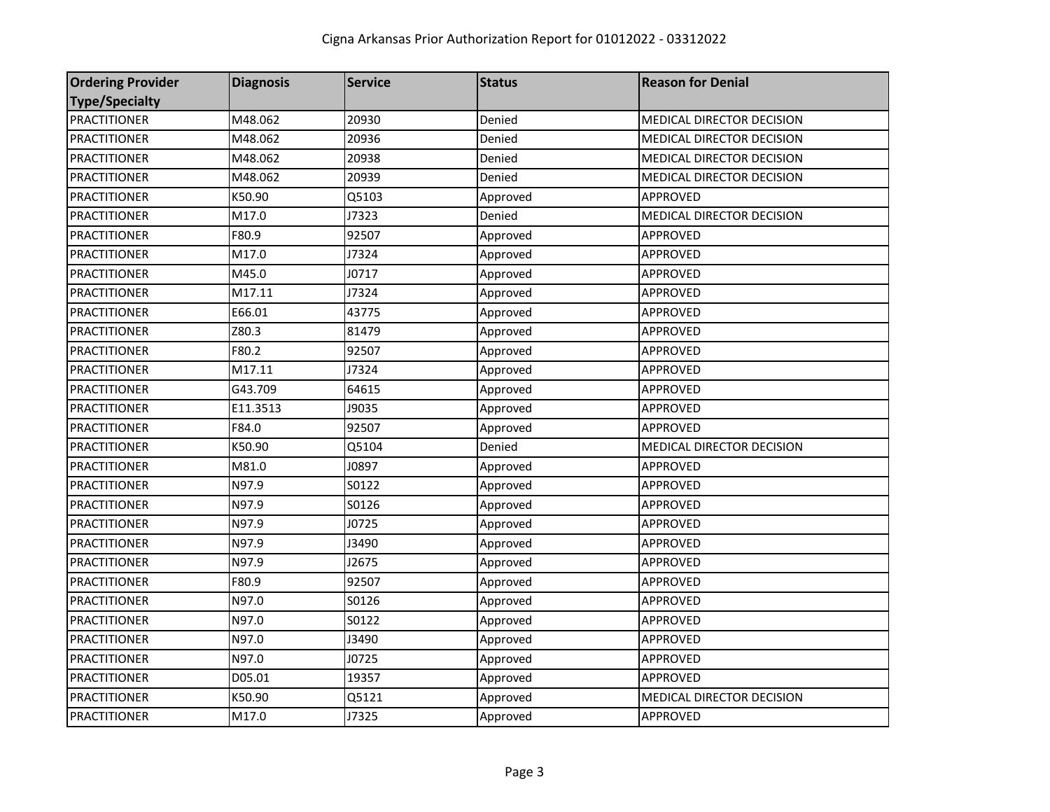# Cigna Arkansas Prior Authorization Report for 01012022 - 03312022

| Ordering Provider Type/Specialty | Diagnosis | Service | Status | Reason for Denial |
|---|---|---|---|---|
| PRACTITIONER | M48.062 | 20930 | Denied | MEDICAL DIRECTOR DECISION |
| PRACTITIONER | M48.062 | 20936 | Denied | MEDICAL DIRECTOR DECISION |
| PRACTITIONER | M48.062 | 20938 | Denied | MEDICAL DIRECTOR DECISION |
| PRACTITIONER | M48.062 | 20939 | Denied | MEDICAL DIRECTOR DECISION |
| PRACTITIONER | K50.90 | Q5103 | Approved | APPROVED |
| PRACTITIONER | M17.0 | J7323 | Denied | MEDICAL DIRECTOR DECISION |
| PRACTITIONER | F80.9 | 92507 | Approved | APPROVED |
| PRACTITIONER | M17.0 | J7324 | Approved | APPROVED |
| PRACTITIONER | M45.0 | J0717 | Approved | APPROVED |
| PRACTITIONER | M17.11 | J7324 | Approved | APPROVED |
| PRACTITIONER | E66.01 | 43775 | Approved | APPROVED |
| PRACTITIONER | Z80.3 | 81479 | Approved | APPROVED |
| PRACTITIONER | F80.2 | 92507 | Approved | APPROVED |
| PRACTITIONER | M17.11 | J7324 | Approved | APPROVED |
| PRACTITIONER | G43.709 | 64615 | Approved | APPROVED |
| PRACTITIONER | E11.3513 | J9035 | Approved | APPROVED |
| PRACTITIONER | F84.0 | 92507 | Approved | APPROVED |
| PRACTITIONER | K50.90 | Q5104 | Denied | MEDICAL DIRECTOR DECISION |
| PRACTITIONER | M81.0 | J0897 | Approved | APPROVED |
| PRACTITIONER | N97.9 | S0122 | Approved | APPROVED |
| PRACTITIONER | N97.9 | S0126 | Approved | APPROVED |
| PRACTITIONER | N97.9 | J0725 | Approved | APPROVED |
| PRACTITIONER | N97.9 | J3490 | Approved | APPROVED |
| PRACTITIONER | N97.9 | J2675 | Approved | APPROVED |
| PRACTITIONER | F80.9 | 92507 | Approved | APPROVED |
| PRACTITIONER | N97.0 | S0126 | Approved | APPROVED |
| PRACTITIONER | N97.0 | S0122 | Approved | APPROVED |
| PRACTITIONER | N97.0 | J3490 | Approved | APPROVED |
| PRACTITIONER | N97.0 | J0725 | Approved | APPROVED |
| PRACTITIONER | D05.01 | 19357 | Approved | APPROVED |
| PRACTITIONER | K50.90 | Q5121 | Approved | MEDICAL DIRECTOR DECISION |
| PRACTITIONER | M17.0 | J7325 | Approved | APPROVED |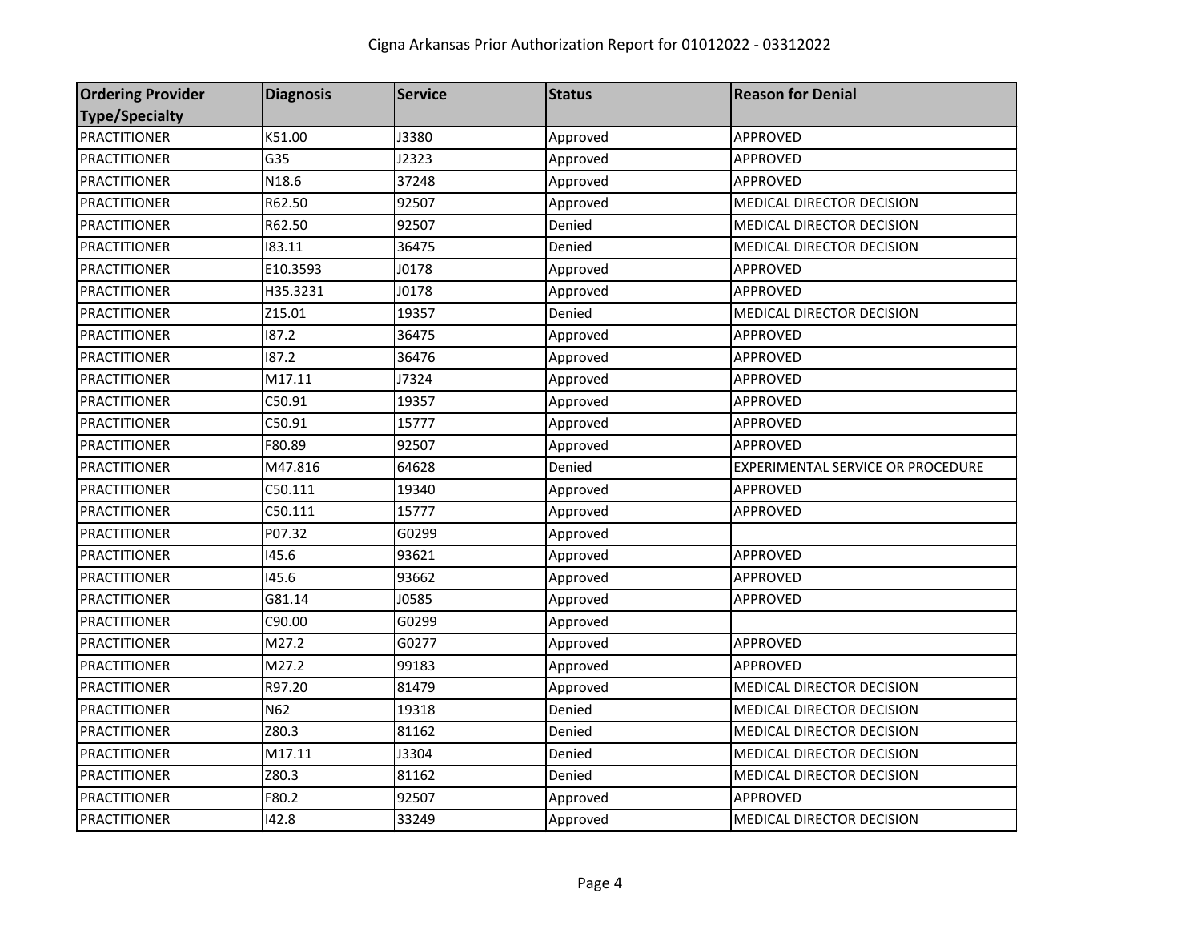# Cigna Arkansas Prior Authorization Report for 01012022 - 03312022

| Ordering Provider Type/Specialty | Diagnosis | Service | Status | Reason for Denial |
|---|---|---|---|---|
| PRACTITIONER | K51.00 | J3380 | Approved | APPROVED |
| PRACTITIONER | G35 | J2323 | Approved | APPROVED |
| PRACTITIONER | N18.6 | 37248 | Approved | APPROVED |
| PRACTITIONER | R62.50 | 92507 | Approved | MEDICAL DIRECTOR DECISION |
| PRACTITIONER | R62.50 | 92507 | Denied | MEDICAL DIRECTOR DECISION |
| PRACTITIONER | I83.11 | 36475 | Denied | MEDICAL DIRECTOR DECISION |
| PRACTITIONER | E10.3593 | J0178 | Approved | APPROVED |
| PRACTITIONER | H35.3231 | J0178 | Approved | APPROVED |
| PRACTITIONER | Z15.01 | 19357 | Denied | MEDICAL DIRECTOR DECISION |
| PRACTITIONER | I87.2 | 36475 | Approved | APPROVED |
| PRACTITIONER | I87.2 | 36476 | Approved | APPROVED |
| PRACTITIONER | M17.11 | J7324 | Approved | APPROVED |
| PRACTITIONER | C50.91 | 19357 | Approved | APPROVED |
| PRACTITIONER | C50.91 | 15777 | Approved | APPROVED |
| PRACTITIONER | F80.89 | 92507 | Approved | APPROVED |
| PRACTITIONER | M47.816 | 64628 | Denied | EXPERIMENTAL SERVICE OR PROCEDURE |
| PRACTITIONER | C50.111 | 19340 | Approved | APPROVED |
| PRACTITIONER | C50.111 | 15777 | Approved | APPROVED |
| PRACTITIONER | P07.32 | G0299 | Approved | |
| PRACTITIONER | I45.6 | 93621 | Approved | APPROVED |
| PRACTITIONER | I45.6 | 93662 | Approved | APPROVED |
| PRACTITIONER | G81.14 | J0585 | Approved | APPROVED |
| PRACTITIONER | C90.00 | G0299 | Approved | |
| PRACTITIONER | M27.2 | G0277 | Approved | APPROVED |
| PRACTITIONER | M27.2 | 99183 | Approved | APPROVED |
| PRACTITIONER | R97.20 | 81479 | Approved | MEDICAL DIRECTOR DECISION |
| PRACTITIONER | N62 | 19318 | Denied | MEDICAL DIRECTOR DECISION |
| PRACTITIONER | Z80.3 | 81162 | Denied | MEDICAL DIRECTOR DECISION |
| PRACTITIONER | M17.11 | J3304 | Denied | MEDICAL DIRECTOR DECISION |
| PRACTITIONER | Z80.3 | 81162 | Denied | MEDICAL DIRECTOR DECISION |
| PRACTITIONER | F80.2 | 92507 | Approved | APPROVED |
| PRACTITIONER | I42.8 | 33249 | Approved | MEDICAL DIRECTOR DECISION |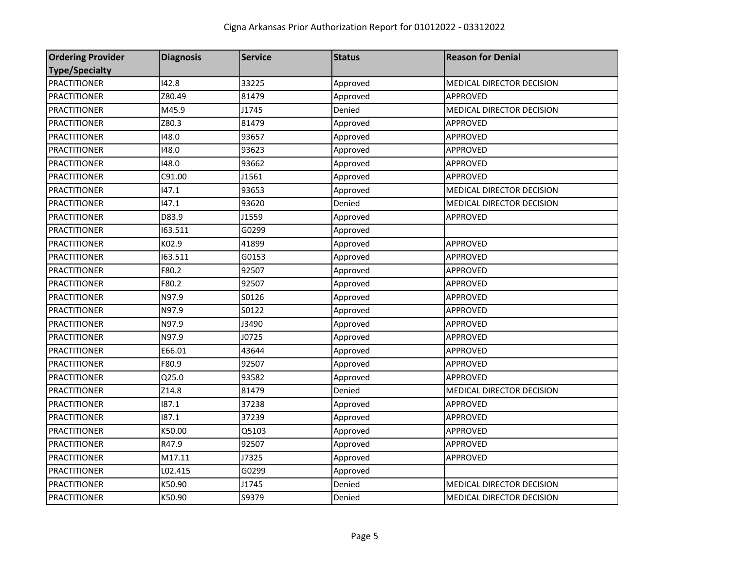| Ordering Provider Type/Specialty | Diagnosis | Service | Status | Reason for Denial |
|---|---|---|---|---|
| PRACTITIONER | I42.8 | 33225 | Approved | MEDICAL DIRECTOR DECISION |
| PRACTITIONER | Z80.49 | 81479 | Approved | APPROVED |
| PRACTITIONER | M45.9 | J1745 | Denied | MEDICAL DIRECTOR DECISION |
| PRACTITIONER | Z80.3 | 81479 | Approved | APPROVED |
| PRACTITIONER | I48.0 | 93657 | Approved | APPROVED |
| PRACTITIONER | I48.0 | 93623 | Approved | APPROVED |
| PRACTITIONER | I48.0 | 93662 | Approved | APPROVED |
| PRACTITIONER | C91.00 | J1561 | Approved | APPROVED |
| PRACTITIONER | I47.1 | 93653 | Approved | MEDICAL DIRECTOR DECISION |
| PRACTITIONER | I47.1 | 93620 | Denied | MEDICAL DIRECTOR DECISION |
| PRACTITIONER | D83.9 | J1559 | Approved | APPROVED |
| PRACTITIONER | I63.511 | G0299 | Approved | |
| PRACTITIONER | K02.9 | 41899 | Approved | APPROVED |
| PRACTITIONER | I63.511 | G0153 | Approved | APPROVED |
| PRACTITIONER | F80.2 | 92507 | Approved | APPROVED |
| PRACTITIONER | F80.2 | 92507 | Approved | APPROVED |
| PRACTITIONER | N97.9 | S0126 | Approved | APPROVED |
| PRACTITIONER | N97.9 | S0122 | Approved | APPROVED |
| PRACTITIONER | N97.9 | J3490 | Approved | APPROVED |
| PRACTITIONER | N97.9 | J0725 | Approved | APPROVED |
| PRACTITIONER | E66.01 | 43644 | Approved | APPROVED |
| PRACTITIONER | F80.9 | 92507 | Approved | APPROVED |
| PRACTITIONER | Q25.0 | 93582 | Approved | APPROVED |
| PRACTITIONER | Z14.8 | 81479 | Denied | MEDICAL DIRECTOR DECISION |
| PRACTITIONER | I87.1 | 37238 | Approved | APPROVED |
| PRACTITIONER | I87.1 | 37239 | Approved | APPROVED |
| PRACTITIONER | K50.00 | Q5103 | Approved | APPROVED |
| PRACTITIONER | R47.9 | 92507 | Approved | APPROVED |
| PRACTITIONER | M17.11 | J7325 | Approved | APPROVED |
| PRACTITIONER | L02.415 | G0299 | Approved | |
| PRACTITIONER | K50.90 | J1745 | Denied | MEDICAL DIRECTOR DECISION |
| PRACTITIONER | K50.90 | S9379 | Denied | MEDICAL DIRECTOR DECISION |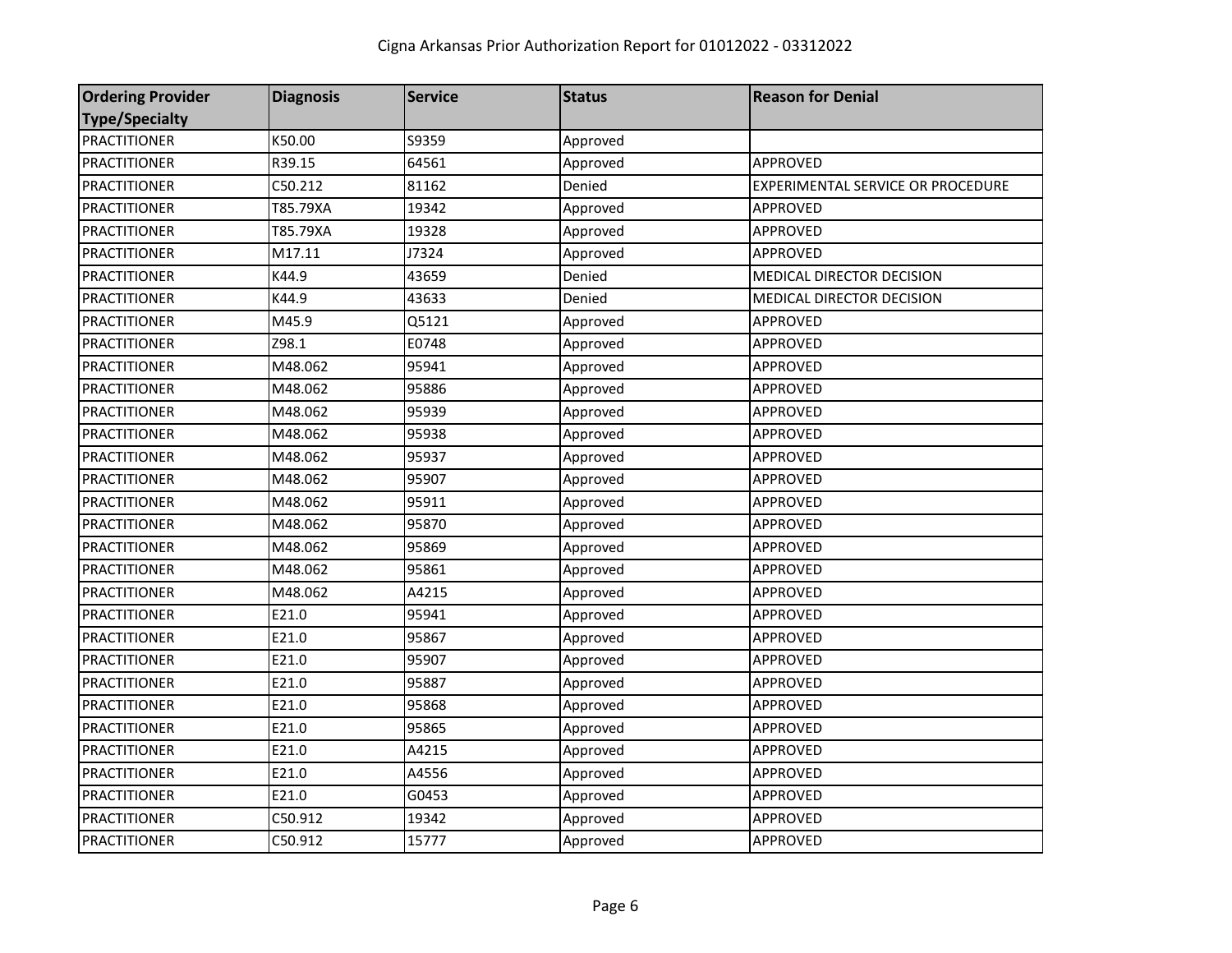Cigna Arkansas Prior Authorization Report for 01012022 - 03312022

| Ordering Provider Type/Specialty | Diagnosis | Service | Status | Reason for Denial |
| --- | --- | --- | --- | --- |
| PRACTITIONER | K50.00 | S9359 | Approved | |
| PRACTITIONER | R39.15 | 64561 | Approved | APPROVED |
| PRACTITIONER | C50.212 | 81162 | Denied | EXPERIMENTAL SERVICE OR PROCEDURE |
| PRACTITIONER | T85.79XA | 19342 | Approved | APPROVED |
| PRACTITIONER | T85.79XA | 19328 | Approved | APPROVED |
| PRACTITIONER | M17.11 | J7324 | Approved | APPROVED |
| PRACTITIONER | K44.9 | 43659 | Denied | MEDICAL DIRECTOR DECISION |
| PRACTITIONER | K44.9 | 43633 | Denied | MEDICAL DIRECTOR DECISION |
| PRACTITIONER | M45.9 | Q5121 | Approved | APPROVED |
| PRACTITIONER | Z98.1 | E0748 | Approved | APPROVED |
| PRACTITIONER | M48.062 | 95941 | Approved | APPROVED |
| PRACTITIONER | M48.062 | 95886 | Approved | APPROVED |
| PRACTITIONER | M48.062 | 95939 | Approved | APPROVED |
| PRACTITIONER | M48.062 | 95938 | Approved | APPROVED |
| PRACTITIONER | M48.062 | 95937 | Approved | APPROVED |
| PRACTITIONER | M48.062 | 95907 | Approved | APPROVED |
| PRACTITIONER | M48.062 | 95911 | Approved | APPROVED |
| PRACTITIONER | M48.062 | 95870 | Approved | APPROVED |
| PRACTITIONER | M48.062 | 95869 | Approved | APPROVED |
| PRACTITIONER | M48.062 | 95861 | Approved | APPROVED |
| PRACTITIONER | M48.062 | A4215 | Approved | APPROVED |
| PRACTITIONER | E21.0 | 95941 | Approved | APPROVED |
| PRACTITIONER | E21.0 | 95867 | Approved | APPROVED |
| PRACTITIONER | E21.0 | 95907 | Approved | APPROVED |
| PRACTITIONER | E21.0 | 95887 | Approved | APPROVED |
| PRACTITIONER | E21.0 | 95868 | Approved | APPROVED |
| PRACTITIONER | E21.0 | 95865 | Approved | APPROVED |
| PRACTITIONER | E21.0 | A4215 | Approved | APPROVED |
| PRACTITIONER | E21.0 | A4556 | Approved | APPROVED |
| PRACTITIONER | E21.0 | G0453 | Approved | APPROVED |
| PRACTITIONER | C50.912 | 19342 | Approved | APPROVED |
| PRACTITIONER | C50.912 | 15777 | Approved | APPROVED |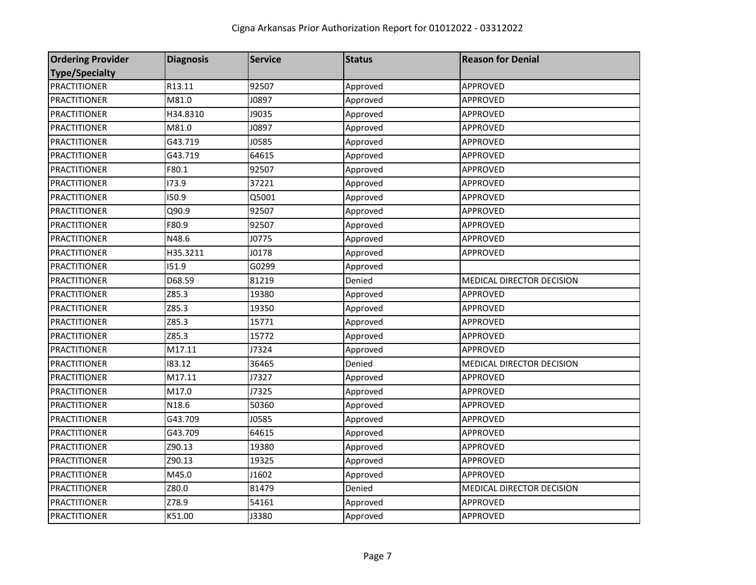# Cigna Arkansas Prior Authorization Report for 01012022 - 03312022

| Ordering Provider Type/Specialty | Diagnosis | Service | Status | Reason for Denial |
|---|---|---|---|---|
| PRACTITIONER | R13.11 | 92507 | Approved | APPROVED |
| PRACTITIONER | M81.0 | J0897 | Approved | APPROVED |
| PRACTITIONER | H34.8310 | J9035 | Approved | APPROVED |
| PRACTITIONER | M81.0 | J0897 | Approved | APPROVED |
| PRACTITIONER | G43.719 | J0585 | Approved | APPROVED |
| PRACTITIONER | G43.719 | 64615 | Approved | APPROVED |
| PRACTITIONER | F80.1 | 92507 | Approved | APPROVED |
| PRACTITIONER | I73.9 | 37221 | Approved | APPROVED |
| PRACTITIONER | I50.9 | Q5001 | Approved | APPROVED |
| PRACTITIONER | Q90.9 | 92507 | Approved | APPROVED |
| PRACTITIONER | F80.9 | 92507 | Approved | APPROVED |
| PRACTITIONER | N48.6 | J0775 | Approved | APPROVED |
| PRACTITIONER | H35.3211 | J0178 | Approved | APPROVED |
| PRACTITIONER | I51.9 | G0299 | Approved | |
| PRACTITIONER | D68.59 | 81219 | Denied | MEDICAL DIRECTOR DECISION |
| PRACTITIONER | Z85.3 | 19380 | Approved | APPROVED |
| PRACTITIONER | Z85.3 | 19350 | Approved | APPROVED |
| PRACTITIONER | Z85.3 | 15771 | Approved | APPROVED |
| PRACTITIONER | Z85.3 | 15772 | Approved | APPROVED |
| PRACTITIONER | M17.11 | J7324 | Approved | APPROVED |
| PRACTITIONER | I83.12 | 36465 | Denied | MEDICAL DIRECTOR DECISION |
| PRACTITIONER | M17.11 | J7327 | Approved | APPROVED |
| PRACTITIONER | M17.0 | J7325 | Approved | APPROVED |
| PRACTITIONER | N18.6 | 50360 | Approved | APPROVED |
| PRACTITIONER | G43.709 | J0585 | Approved | APPROVED |
| PRACTITIONER | G43.709 | 64615 | Approved | APPROVED |
| PRACTITIONER | Z90.13 | 19380 | Approved | APPROVED |
| PRACTITIONER | Z90.13 | 19325 | Approved | APPROVED |
| PRACTITIONER | M45.0 | J1602 | Approved | APPROVED |
| PRACTITIONER | Z80.0 | 81479 | Denied | MEDICAL DIRECTOR DECISION |
| PRACTITIONER | Z78.9 | 54161 | Approved | APPROVED |
| PRACTITIONER | K51.00 | J3380 | Approved | APPROVED |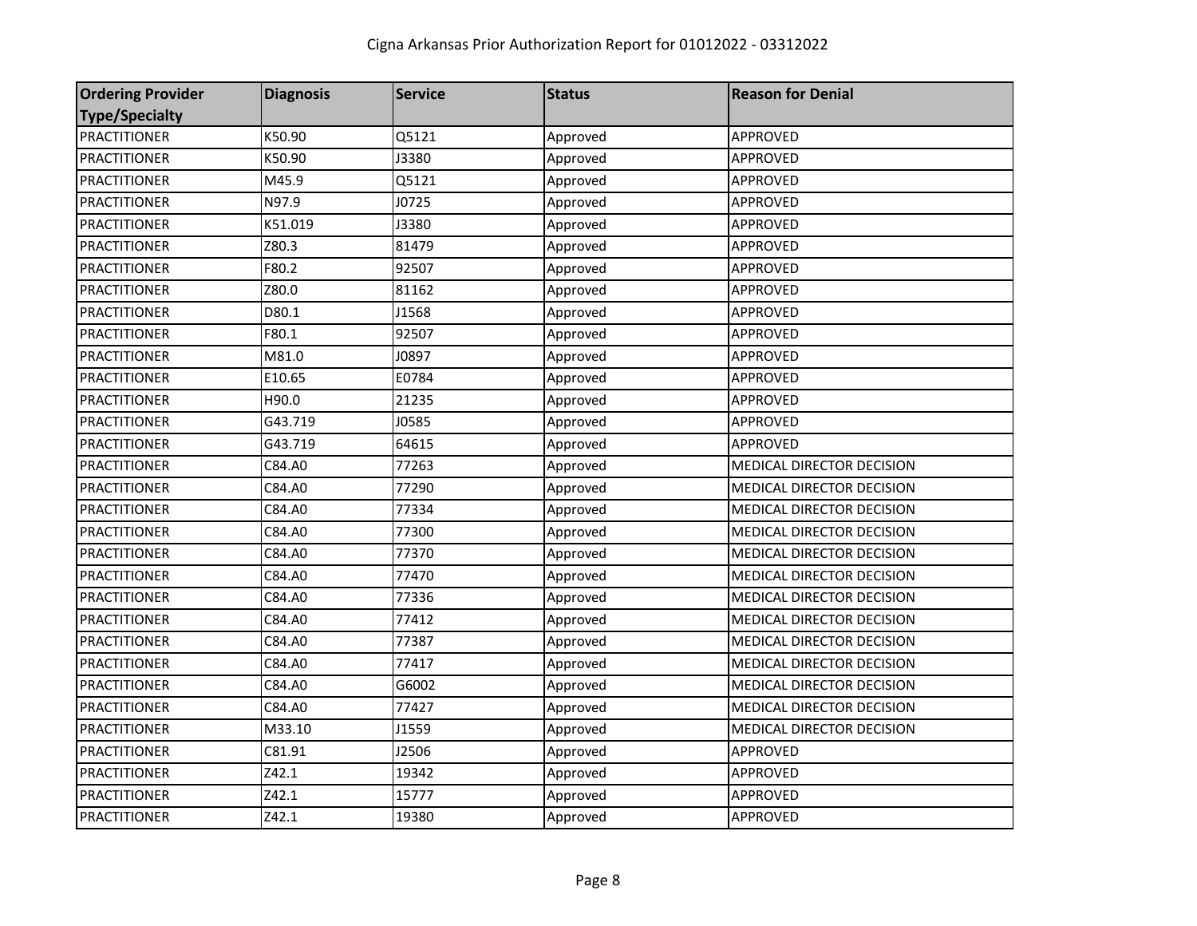| Ordering Provider Type/Specialty | Diagnosis | Service | Status | Reason for Denial |
|---|---|---|---|---|
| PRACTITIONER | K50.90 | Q5121 | Approved | APPROVED |
| PRACTITIONER | K50.90 | J3380 | Approved | APPROVED |
| PRACTITIONER | M45.9 | Q5121 | Approved | APPROVED |
| PRACTITIONER | N97.9 | J0725 | Approved | APPROVED |
| PRACTITIONER | K51.019 | J3380 | Approved | APPROVED |
| PRACTITIONER | Z80.3 | 81479 | Approved | APPROVED |
| PRACTITIONER | F80.2 | 92507 | Approved | APPROVED |
| PRACTITIONER | Z80.0 | 81162 | Approved | APPROVED |
| PRACTITIONER | D80.1 | J1568 | Approved | APPROVED |
| PRACTITIONER | F80.1 | 92507 | Approved | APPROVED |
| PRACTITIONER | M81.0 | J0897 | Approved | APPROVED |
| PRACTITIONER | E10.65 | E0784 | Approved | APPROVED |
| PRACTITIONER | H90.0 | 21235 | Approved | APPROVED |
| PRACTITIONER | G43.719 | J0585 | Approved | APPROVED |
| PRACTITIONER | G43.719 | 64615 | Approved | APPROVED |
| PRACTITIONER | C84.A0 | 77263 | Approved | MEDICAL DIRECTOR DECISION |
| PRACTITIONER | C84.A0 | 77290 | Approved | MEDICAL DIRECTOR DECISION |
| PRACTITIONER | C84.A0 | 77334 | Approved | MEDICAL DIRECTOR DECISION |
| PRACTITIONER | C84.A0 | 77300 | Approved | MEDICAL DIRECTOR DECISION |
| PRACTITIONER | C84.A0 | 77370 | Approved | MEDICAL DIRECTOR DECISION |
| PRACTITIONER | C84.A0 | 77470 | Approved | MEDICAL DIRECTOR DECISION |
| PRACTITIONER | C84.A0 | 77336 | Approved | MEDICAL DIRECTOR DECISION |
| PRACTITIONER | C84.A0 | 77412 | Approved | MEDICAL DIRECTOR DECISION |
| PRACTITIONER | C84.A0 | 77387 | Approved | MEDICAL DIRECTOR DECISION |
| PRACTITIONER | C84.A0 | 77417 | Approved | MEDICAL DIRECTOR DECISION |
| PRACTITIONER | C84.A0 | G6002 | Approved | MEDICAL DIRECTOR DECISION |
| PRACTITIONER | C84.A0 | 77427 | Approved | MEDICAL DIRECTOR DECISION |
| PRACTITIONER | M33.10 | J1559 | Approved | MEDICAL DIRECTOR DECISION |
| PRACTITIONER | C81.91 | J2506 | Approved | APPROVED |
| PRACTITIONER | Z42.1 | 19342 | Approved | APPROVED |
| PRACTITIONER | Z42.1 | 15777 | Approved | APPROVED |
| PRACTITIONER | Z42.1 | 19380 | Approved | APPROVED |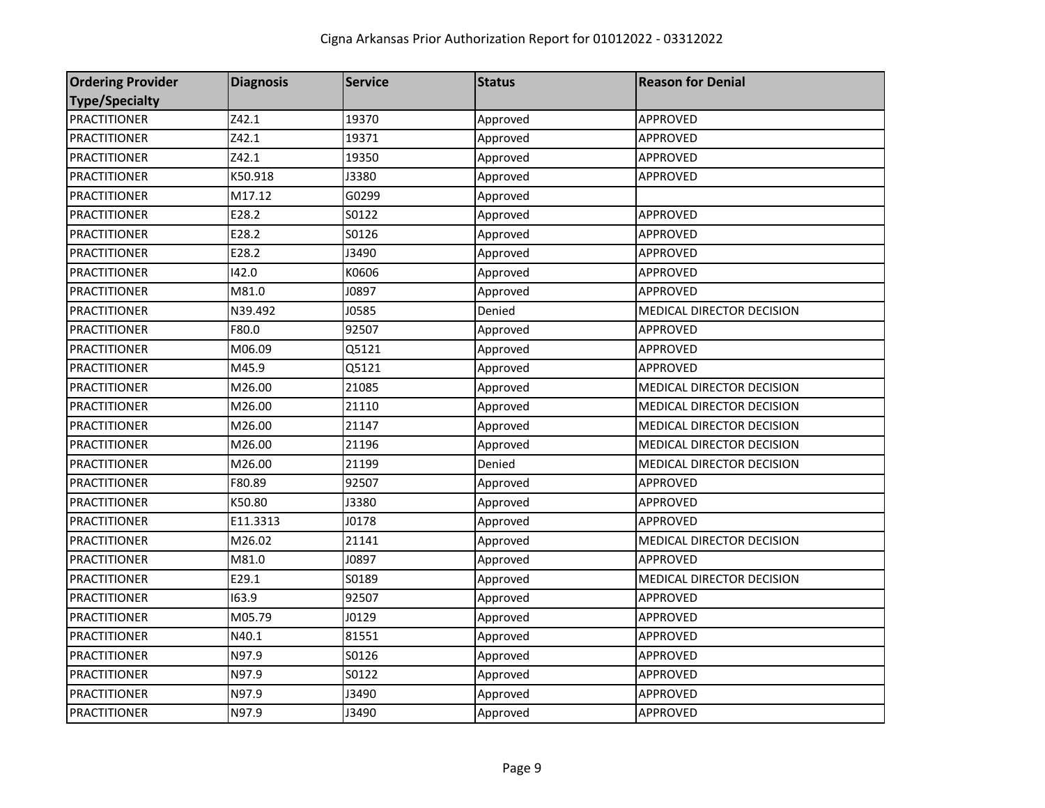# Cigna Arkansas Prior Authorization Report for 01012022 - 03312022

| Ordering Provider Type/Specialty | Diagnosis | Service | Status | Reason for Denial |
|---|---|---|---|---|
| PRACTITIONER | Z42.1 | 19370 | Approved | APPROVED |
| PRACTITIONER | Z42.1 | 19371 | Approved | APPROVED |
| PRACTITIONER | Z42.1 | 19350 | Approved | APPROVED |
| PRACTITIONER | K50.918 | J3380 | Approved | APPROVED |
| PRACTITIONER | M17.12 | G0299 | Approved | |
| PRACTITIONER | E28.2 | S0122 | Approved | APPROVED |
| PRACTITIONER | E28.2 | S0126 | Approved | APPROVED |
| PRACTITIONER | E28.2 | J3490 | Approved | APPROVED |
| PRACTITIONER | I42.0 | K0606 | Approved | APPROVED |
| PRACTITIONER | M81.0 | J0897 | Approved | APPROVED |
| PRACTITIONER | N39.492 | J0585 | Denied | MEDICAL DIRECTOR DECISION |
| PRACTITIONER | F80.0 | 92507 | Approved | APPROVED |
| PRACTITIONER | M06.09 | Q5121 | Approved | APPROVED |
| PRACTITIONER | M45.9 | Q5121 | Approved | APPROVED |
| PRACTITIONER | M26.00 | 21085 | Approved | MEDICAL DIRECTOR DECISION |
| PRACTITIONER | M26.00 | 21110 | Approved | MEDICAL DIRECTOR DECISION |
| PRACTITIONER | M26.00 | 21147 | Approved | MEDICAL DIRECTOR DECISION |
| PRACTITIONER | M26.00 | 21196 | Approved | MEDICAL DIRECTOR DECISION |
| PRACTITIONER | M26.00 | 21199 | Denied | MEDICAL DIRECTOR DECISION |
| PRACTITIONER | F80.89 | 92507 | Approved | APPROVED |
| PRACTITIONER | K50.80 | J3380 | Approved | APPROVED |
| PRACTITIONER | E11.3313 | J0178 | Approved | APPROVED |
| PRACTITIONER | M26.02 | 21141 | Approved | MEDICAL DIRECTOR DECISION |
| PRACTITIONER | M81.0 | J0897 | Approved | APPROVED |
| PRACTITIONER | E29.1 | S0189 | Approved | MEDICAL DIRECTOR DECISION |
| PRACTITIONER | I63.9 | 92507 | Approved | APPROVED |
| PRACTITIONER | M05.79 | J0129 | Approved | APPROVED |
| PRACTITIONER | N40.1 | 81551 | Approved | APPROVED |
| PRACTITIONER | N97.9 | S0126 | Approved | APPROVED |
| PRACTITIONER | N97.9 | S0122 | Approved | APPROVED |
| PRACTITIONER | N97.9 | J3490 | Approved | APPROVED |
| PRACTITIONER | N97.9 | J3490 | Approved | APPROVED |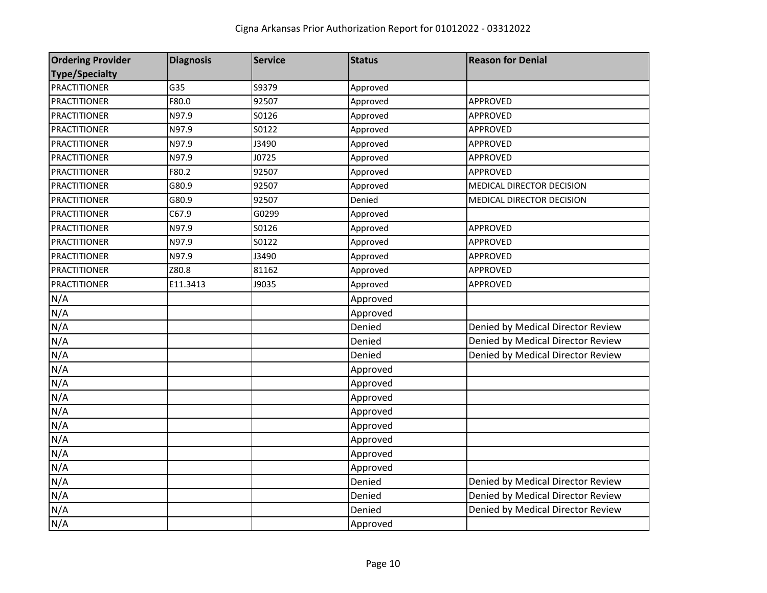Cigna Arkansas Prior Authorization Report for 01012022 - 03312022

| Ordering Provider Type/Specialty | Diagnosis | Service | Status | Reason for Denial |
|---|---|---|---|---|
| PRACTITIONER | G35 | S9379 | Approved | |
| PRACTITIONER | F80.0 | 92507 | Approved | APPROVED |
| PRACTITIONER | N97.9 | S0126 | Approved | APPROVED |
| PRACTITIONER | N97.9 | S0122 | Approved | APPROVED |
| PRACTITIONER | N97.9 | J3490 | Approved | APPROVED |
| PRACTITIONER | N97.9 | J0725 | Approved | APPROVED |
| PRACTITIONER | F80.2 | 92507 | Approved | APPROVED |
| PRACTITIONER | G80.9 | 92507 | Approved | MEDICAL DIRECTOR DECISION |
| PRACTITIONER | G80.9 | 92507 | Denied | MEDICAL DIRECTOR DECISION |
| PRACTITIONER | C67.9 | G0299 | Approved | |
| PRACTITIONER | N97.9 | S0126 | Approved | APPROVED |
| PRACTITIONER | N97.9 | S0122 | Approved | APPROVED |
| PRACTITIONER | N97.9 | J3490 | Approved | APPROVED |
| PRACTITIONER | Z80.8 | 81162 | Approved | APPROVED |
| PRACTITIONER | E11.3413 | J9035 | Approved | APPROVED |
| N/A | | | Approved | |
| N/A | | | Approved | |
| N/A | | | Denied | Denied by Medical Director Review |
| N/A | | | Denied | Denied by Medical Director Review |
| N/A | | | Denied | Denied by Medical Director Review |
| N/A | | | Approved | |
| N/A | | | Approved | |
| N/A | | | Approved | |
| N/A | | | Approved | |
| N/A | | | Approved | |
| N/A | | | Approved | |
| N/A | | | Approved | |
| N/A | | | Approved | |
| N/A | | | Denied | Denied by Medical Director Review |
| N/A | | | Denied | Denied by Medical Director Review |
| N/A | | | Denied | Denied by Medical Director Review |
| N/A | | | Approved | |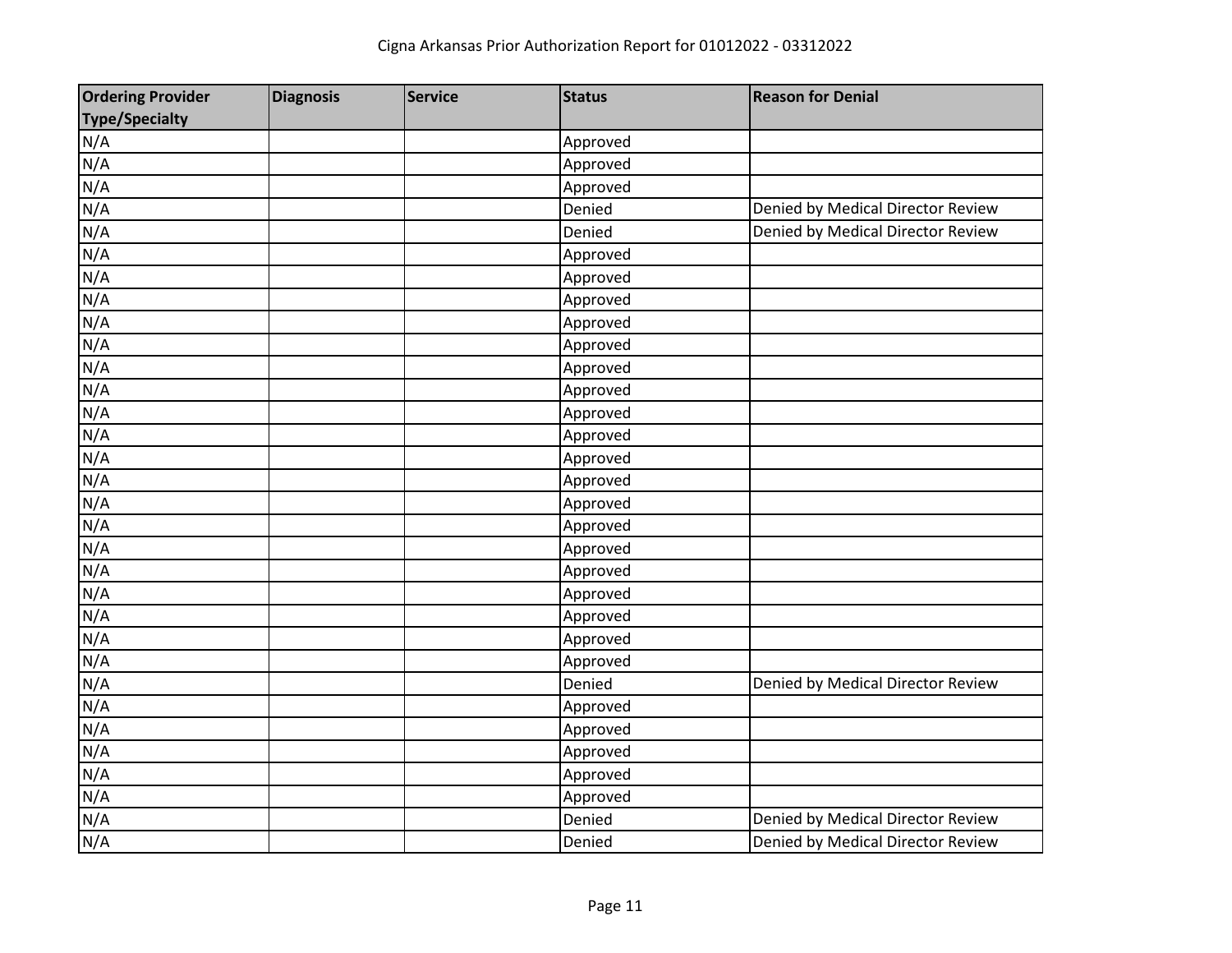# Cigna Arkansas Prior Authorization Report for 01012022 - 03312022

| Ordering Provider Type/Specialty | Diagnosis | Service | Status | Reason for Denial |
|---|---|---|---|---|
| N/A | | | Approved | |
| N/A | | | Approved | |
| N/A | | | Approved | |
| N/A | | | Denied | Denied by Medical Director Review |
| N/A | | | Denied | Denied by Medical Director Review |
| N/A | | | Approved | |
| N/A | | | Approved | |
| N/A | | | Approved | |
| N/A | | | Approved | |
| N/A | | | Approved | |
| N/A | | | Approved | |
| N/A | | | Approved | |
| N/A | | | Approved | |
| N/A | | | Approved | |
| N/A | | | Approved | |
| N/A | | | Approved | |
| N/A | | | Approved | |
| N/A | | | Approved | |
| N/A | | | Approved | |
| N/A | | | Approved | |
| N/A | | | Approved | |
| N/A | | | Approved | |
| N/A | | | Approved | |
| N/A | | | Approved | |
| N/A | | | Denied | Denied by Medical Director Review |
| N/A | | | Approved | |
| N/A | | | Approved | |
| N/A | | | Approved | |
| N/A | | | Approved | |
| N/A | | | Approved | |
| N/A | | | Denied | Denied by Medical Director Review |
| N/A | | | Denied | Denied by Medical Director Review |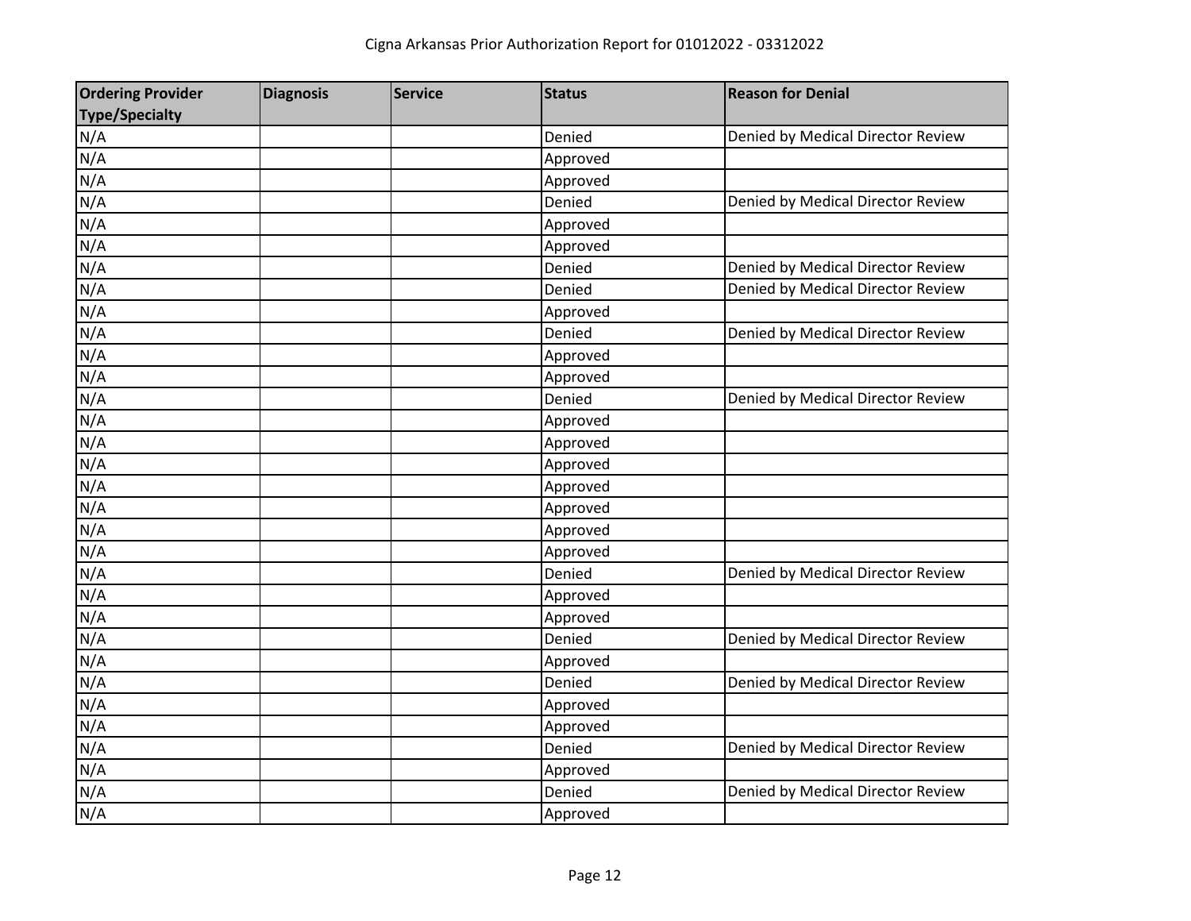Cigna Arkansas Prior Authorization Report for 01012022 - 03312022

| Ordering Provider Type/Specialty | Diagnosis | Service | Status | Reason for Denial |
|---|---|---|---|---|
| N/A | | | Denied | Denied by Medical Director Review |
| N/A | | | Approved | |
| N/A | | | Approved | |
| N/A | | | Denied | Denied by Medical Director Review |
| N/A | | | Approved | |
| N/A | | | Approved | |
| N/A | | | Denied | Denied by Medical Director Review |
| N/A | | | Denied | Denied by Medical Director Review |
| N/A | | | Approved | |
| N/A | | | Denied | Denied by Medical Director Review |
| N/A | | | Approved | |
| N/A | | | Approved | |
| N/A | | | Denied | Denied by Medical Director Review |
| N/A | | | Approved | |
| N/A | | | Approved | |
| N/A | | | Approved | |
| N/A | | | Approved | |
| N/A | | | Approved | |
| N/A | | | Approved | |
| N/A | | | Approved | |
| N/A | | | Denied | Denied by Medical Director Review |
| N/A | | | Approved | |
| N/A | | | Approved | |
| N/A | | | Denied | Denied by Medical Director Review |
| N/A | | | Approved | |
| N/A | | | Denied | Denied by Medical Director Review |
| N/A | | | Approved | |
| N/A | | | Approved | |
| N/A | | | Denied | Denied by Medical Director Review |
| N/A | | | Approved | |
| N/A | | | Denied | Denied by Medical Director Review |
| N/A | | | Approved | |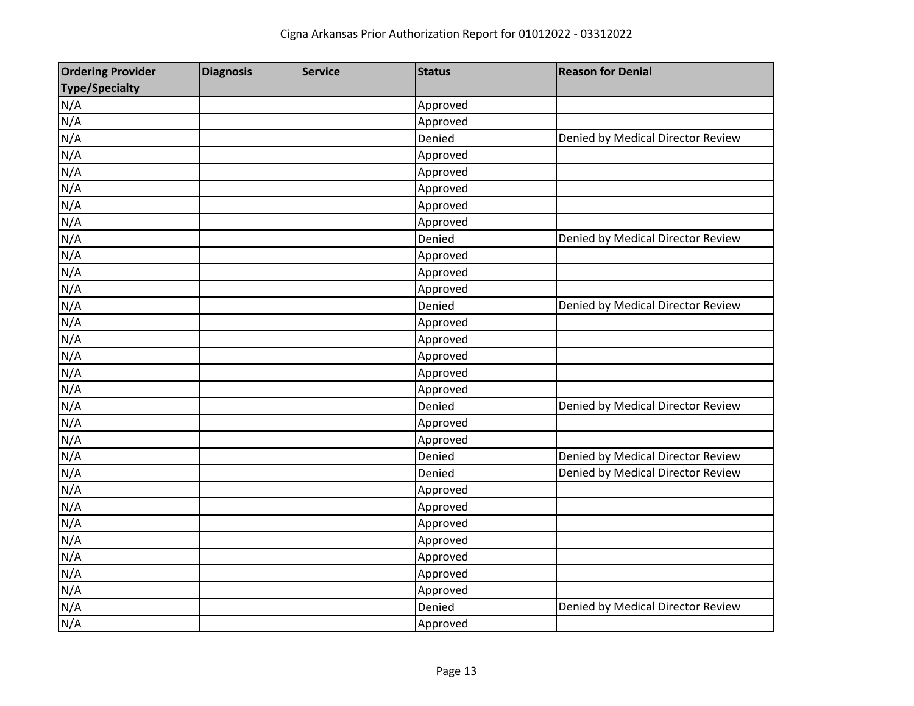Cigna Arkansas Prior Authorization Report for 01012022 - 03312022

| Ordering Provider Type/Specialty | Diagnosis | Service | Status | Reason for Denial |
|---|---|---|---|---|
| N/A | | | Approved | |
| N/A | | | Approved | |
| N/A | | | Denied | Denied by Medical Director Review |
| N/A | | | Approved | |
| N/A | | | Approved | |
| N/A | | | Approved | |
| N/A | | | Approved | |
| N/A | | | Approved | |
| N/A | | | Denied | Denied by Medical Director Review |
| N/A | | | Approved | |
| N/A | | | Approved | |
| N/A | | | Approved | |
| N/A | | | Denied | Denied by Medical Director Review |
| N/A | | | Approved | |
| N/A | | | Approved | |
| N/A | | | Approved | |
| N/A | | | Approved | |
| N/A | | | Approved | |
| N/A | | | Denied | Denied by Medical Director Review |
| N/A | | | Approved | |
| N/A | | | Approved | |
| N/A | | | Denied | Denied by Medical Director Review |
| N/A | | | Denied | Denied by Medical Director Review |
| N/A | | | Approved | |
| N/A | | | Approved | |
| N/A | | | Approved | |
| N/A | | | Approved | |
| N/A | | | Approved | |
| N/A | | | Approved | |
| N/A | | | Approved | |
| N/A | | | Denied | Denied by Medical Director Review |
| N/A | | | Approved | |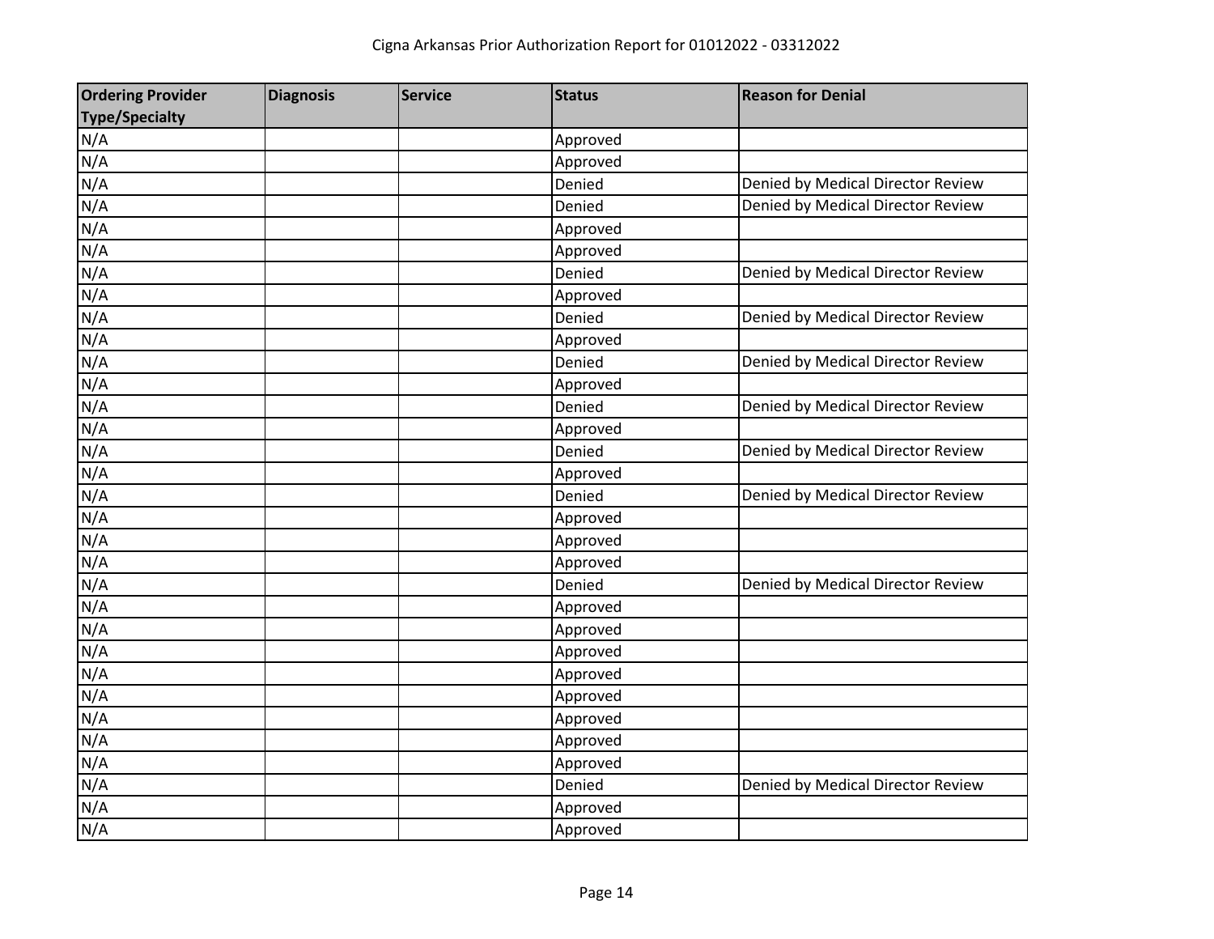Cigna Arkansas Prior Authorization Report for 01012022 - 03312022

| Ordering Provider Type/Specialty | Diagnosis | Service | Status | Reason for Denial |
|---|---|---|---|---|
| N/A | | | Approved | |
| N/A | | | Approved | |
| N/A | | | Denied | Denied by Medical Director Review |
| N/A | | | Denied | Denied by Medical Director Review |
| N/A | | | Approved | |
| N/A | | | Approved | |
| N/A | | | Denied | Denied by Medical Director Review |
| N/A | | | Approved | |
| N/A | | | Denied | Denied by Medical Director Review |
| N/A | | | Approved | |
| N/A | | | Denied | Denied by Medical Director Review |
| N/A | | | Approved | |
| N/A | | | Denied | Denied by Medical Director Review |
| N/A | | | Approved | |
| N/A | | | Denied | Denied by Medical Director Review |
| N/A | | | Approved | |
| N/A | | | Denied | Denied by Medical Director Review |
| N/A | | | Approved | |
| N/A | | | Approved | |
| N/A | | | Approved | |
| N/A | | | Denied | Denied by Medical Director Review |
| N/A | | | Approved | |
| N/A | | | Approved | |
| N/A | | | Approved | |
| N/A | | | Approved | |
| N/A | | | Approved | |
| N/A | | | Approved | |
| N/A | | | Approved | |
| N/A | | | Approved | |
| N/A | | | Denied | Denied by Medical Director Review |
| N/A | | | Approved | |
| N/A | | | Approved | |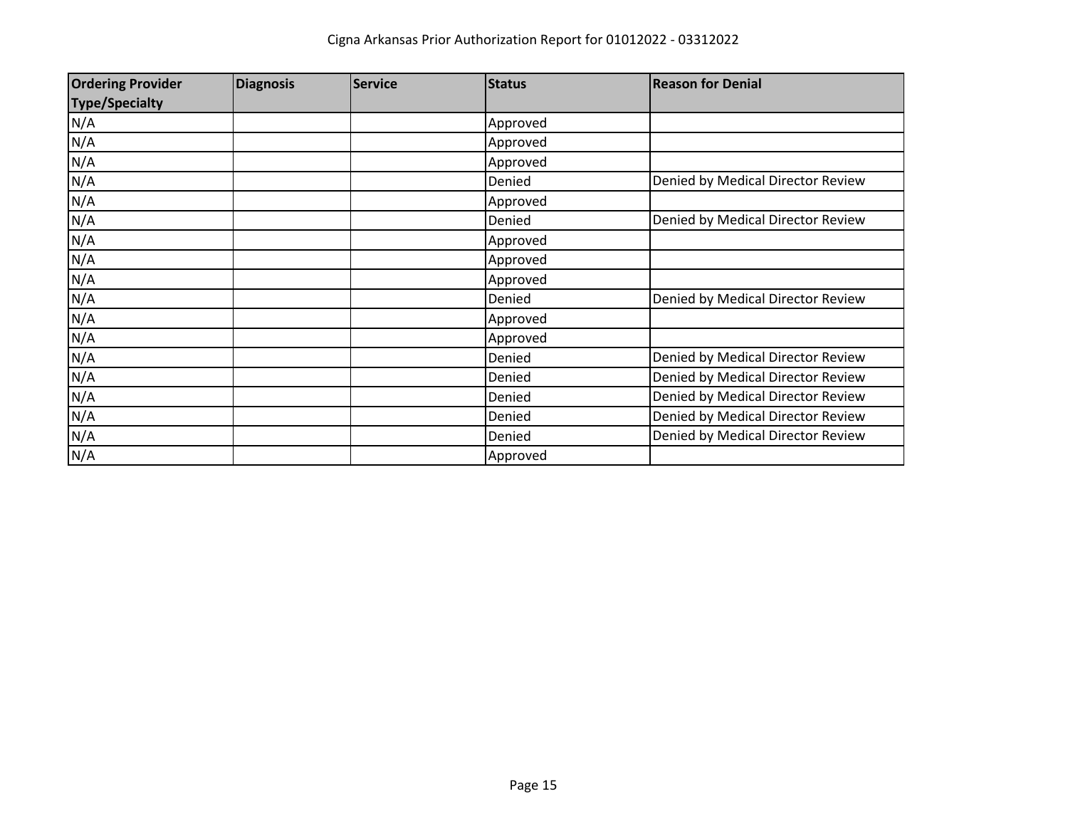| Ordering Provider Type/Specialty | Diagnosis | Service | Status | Reason for Denial |
| --- | --- | --- | --- | --- |
| N/A | | | Approved | |
| N/A | | | Approved | |
| N/A | | | Approved | |
| N/A | | | Denied | Denied by Medical Director Review |
| N/A | | | Approved | |
| N/A | | | Denied | Denied by Medical Director Review |
| N/A | | | Approved | |
| N/A | | | Approved | |
| N/A | | | Approved | |
| N/A | | | Denied | Denied by Medical Director Review |
| N/A | | | Approved | |
| N/A | | | Approved | |
| N/A | | | Denied | Denied by Medical Director Review |
| N/A | | | Denied | Denied by Medical Director Review |
| N/A | | | Denied | Denied by Medical Director Review |
| N/A | | | Denied | Denied by Medical Director Review |
| N/A | | | Denied | Denied by Medical Director Review |
| N/A | | | Approved | |